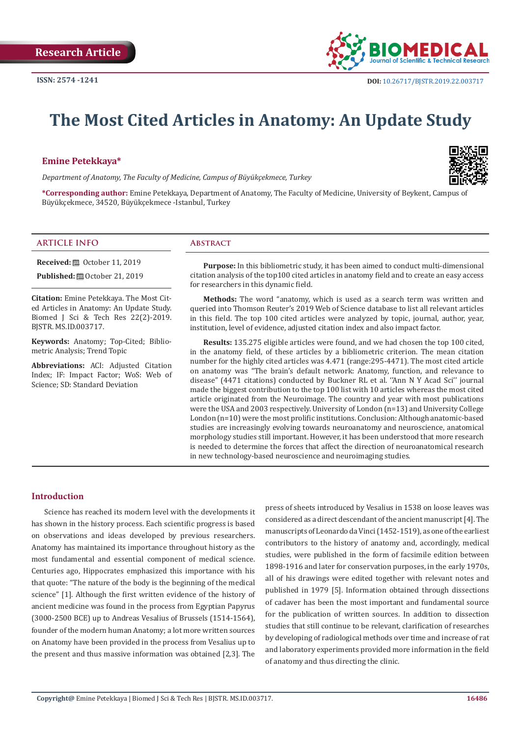Research Article

ISSN: 2574 -1241

DOI: 10.26717/BJSTR.2019.22.003717

# The Most Cited Articles in Anatomy: An Update Study

**Emine Petekkaya***

*Department of Anatomy, The Faculty of Medicine, Campus of Büyükçekmece, Turkey*

**\*Corresponding author:** Emine Petekkaya, Department of Anatomy, The Faculty of Medicine, University of Beykent, Campus of Büyükçekmece, 34520, Büyükçekmece -Istanbul, Turkey

## ARTICLE INFO

**Received:** October 11, 2019

**Published:** October 21, 2019

**Citation:** Emine Petekkaya. The Most Cited Articles in Anatomy: An Update Study. Biomed J Sci & Tech Res 22(2)-2019. BJSTR. MS.ID.003717.

**Keywords:** Anatomy; Top-Cited; Bibliometric Analysis; Trend Topic

**Abbreviations:** ACI: Adjusted Citation Index; IF: Impact Factor; WoS: Web of Science; SD: Standard Deviation

## Abstract

**Purpose:** In this bibliometric study, it has been aimed to conduct multi-dimensional citation analysis of the top100 cited articles in anatomy field and to create an easy access for researchers in this dynamic field.

**Methods:** The word "anatomy, which is used as a search term was written and queried into Thomson Reuter's 2019 Web of Science database to list all relevant articles in this field. The top 100 cited articles were analyzed by topic, journal, author, year, institution, level of evidence, adjusted citation index and also impact factor.

**Results:** 135.275 eligible articles were found, and we had chosen the top 100 cited, in the anatomy field, of these articles by a bibliometric criterion. The mean citation number for the highly cited articles was 4.471 (range:295-4471). The most cited article on anatomy was "The brain's default network: Anatomy, function, and relevance to disease" (4471 citations) conducted by Buckner RL et al. ''Ann N Y Acad Sci'' journal made the biggest contribution to the top 100 list with 10 articles whereas the most cited article originated from the Neuroimage. The country and year with most publications were the USA and 2003 respectively. University of London (n=13) and University College London (n=10) were the most prolific institutions. Conclusion: Although anatomic-based studies are increasingly evolving towards neuroanatomy and neuroscience, anatomical morphology studies still important. However, it has been understood that more research is needed to determine the forces that affect the direction of neuroanatomical research in new technology-based neuroscience and neuroimaging studies.

## Introduction

Science has reached its modern level with the developments it has shown in the history process. Each scientific progress is based on observations and ideas developed by previous researchers. Anatomy has maintained its importance throughout history as the most fundamental and essential component of medical science. Centuries ago, Hippocrates emphasized this importance with his that quote: "The nature of the body is the beginning of the medical science" [1]. Although the first written evidence of the history of ancient medicine was found in the process from Egyptian Papyrus (3000-2500 BCE) up to Andreas Vesalius of Brussels (1514-1564), founder of the modern human Anatomy; a lot more written sources on Anatomy have been provided in the process from Vesalius up to the present and thus massive information was obtained [2,3]. The press of sheets introduced by Vesalius in 1538 on loose leaves was considered as a direct descendant of the ancient manuscript [4]. The manuscripts of Leonardo da Vinci (1452-1519), as one of the earliest contributors to the history of anatomy and, accordingly, medical studies, were published in the form of facsimile edition between 1898-1916 and later for conservation purposes, in the early 1970s, all of his drawings were edited together with relevant notes and published in 1979 [5]. Information obtained through dissections of cadaver has been the most important and fundamental source for the publication of written sources. In addition to dissection studies that still continue to be relevant, clarification of researches by developing of radiological methods over time and increase of rat and laboratory experiments provided more information in the field of anatomy and thus directing the clinic.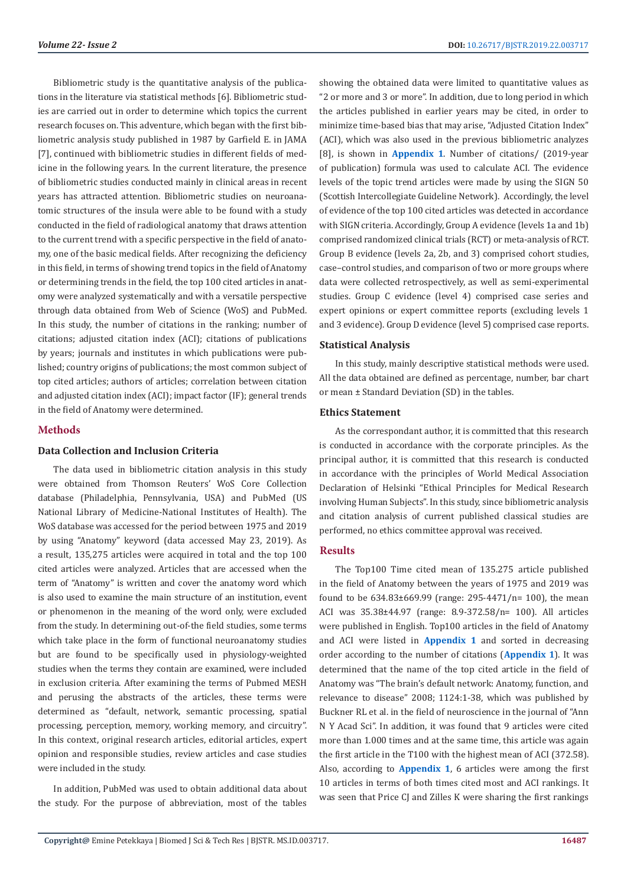Bibliometric study is the quantitative analysis of the publications in the literature via statistical methods [6]. Bibliometric studies are carried out in order to determine which topics the current research focuses on. This adventure, which began with the first bibliometric analysis study published in 1987 by Garfield E. in JAMA [7], continued with bibliometric studies in different fields of medicine in the following years. In the current literature, the presence of bibliometric studies conducted mainly in clinical areas in recent years has attracted attention. Bibliometric studies on neuroanatomic structures of the insula were able to be found with a study conducted in the field of radiological anatomy that draws attention to the current trend with a specific perspective in the field of anatomy, one of the basic medical fields. After recognizing the deficiency in this field, in terms of showing trend topics in the field of Anatomy or determining trends in the field, the top 100 cited articles in anatomy were analyzed systematically and with a versatile perspective through data obtained from Web of Science (WoS) and PubMed. In this study, the number of citations in the ranking; number of citations; adjusted citation index (ACI); citations of publications by years; journals and institutes in which publications were published; country origins of publications; the most common subject of top cited articles; authors of articles; correlation between citation and adjusted citation index (ACI); impact factor (IF); general trends in the field of Anatomy were determined.

## Methods

### Data Collection and Inclusion Criteria

The data used in bibliometric citation analysis in this study were obtained from Thomson Reuters' WoS Core Collection database (Philadelphia, Pennsylvania, USA) and PubMed (US National Library of Medicine-National Institutes of Health). The WoS database was accessed for the period between 1975 and 2019 by using "Anatomy" keyword (data accessed May 23, 2019). As a result, 135,275 articles were acquired in total and the top 100 cited articles were analyzed. Articles that are accessed when the term of "Anatomy" is written and cover the anatomy word which is also used to examine the main structure of an institution, event or phenomenon in the meaning of the word only, were excluded from the study. In determining out-of-the field studies, some terms which take place in the form of functional neuroanatomy studies but are found to be specifically used in physiology-weighted studies when the terms they contain are examined, were included in exclusion criteria. After examining the terms of Pubmed MESH and perusing the abstracts of the articles, these terms were determined as "default, network, semantic processing, spatial processing, perception, memory, working memory, and circuitry". In this context, original research articles, editorial articles, expert opinion and responsible studies, review articles and case studies were included in the study.

In addition, PubMed was used to obtain additional data about the study. For the purpose of abbreviation, most of the tables showing the obtained data were limited to quantitative values as "2 or more and 3 or more". In addition, due to long period in which the articles published in earlier years may be cited, in order to minimize time-based bias that may arise, "Adjusted Citation Index" (ACI), which was also used in the previous bibliometric analyzes [8], is shown in **Appendix 1**. Number of citations/ (2019-year of publication) formula was used to calculate ACI. The evidence levels of the topic trend articles were made by using the SIGN 50 (Scottish Intercollegiate Guideline Network). Accordingly, the level of evidence of the top 100 cited articles was detected in accordance with SIGN criteria. Accordingly, Group A evidence (levels 1a and 1b) comprised randomized clinical trials (RCT) or meta-analysis of RCT. Group B evidence (levels 2a, 2b, and 3) comprised cohort studies, case–control studies, and comparison of two or more groups where data were collected retrospectively, as well as semi-experimental studies. Group C evidence (level 4) comprised case series and expert opinions or expert committee reports (excluding levels 1 and 3 evidence). Group D evidence (level 5) comprised case reports.

### Statistical Analysis

In this study, mainly descriptive statistical methods were used. All the data obtained are defined as percentage, number, bar chart or mean ± Standard Deviation (SD) in the tables.

### Ethics Statement

As the correspondant author, it is committed that this research is conducted in accordance with the corporate principles. As the principal author, it is committed that this research is conducted in accordance with the principles of World Medical Association Declaration of Helsinki "Ethical Principles for Medical Research involving Human Subjects". In this study, since bibliometric analysis and citation analysis of current published classical studies are performed, no ethics committee approval was received.

## Results

The Top100 Time cited mean of 135.275 article published in the field of Anatomy between the years of 1975 and 2019 was found to be 634.83±669.99 (range: 295-4471/n= 100), the mean ACI was 35.38±44.97 (range: 8.9-372.58/n= 100). All articles were published in English. Top100 articles in the field of Anatomy and ACI were listed in **Appendix 1** and sorted in decreasing order according to the number of citations (**Appendix 1**). It was determined that the name of the top cited article in the field of Anatomy was "The brain's default network: Anatomy, function, and relevance to disease" 2008; 1124:1-38, which was published by Buckner RL et al. in the field of neuroscience in the journal of "Ann N Y Acad Sci". In addition, it was found that 9 articles were cited more than 1.000 times and at the same time, this article was again the first article in the T100 with the highest mean of ACI (372.58). Also, according to **Appendix 1**, 6 articles were among the first 10 articles in terms of both times cited most and ACI rankings. It was seen that Price CJ and Zilles K were sharing the first rankings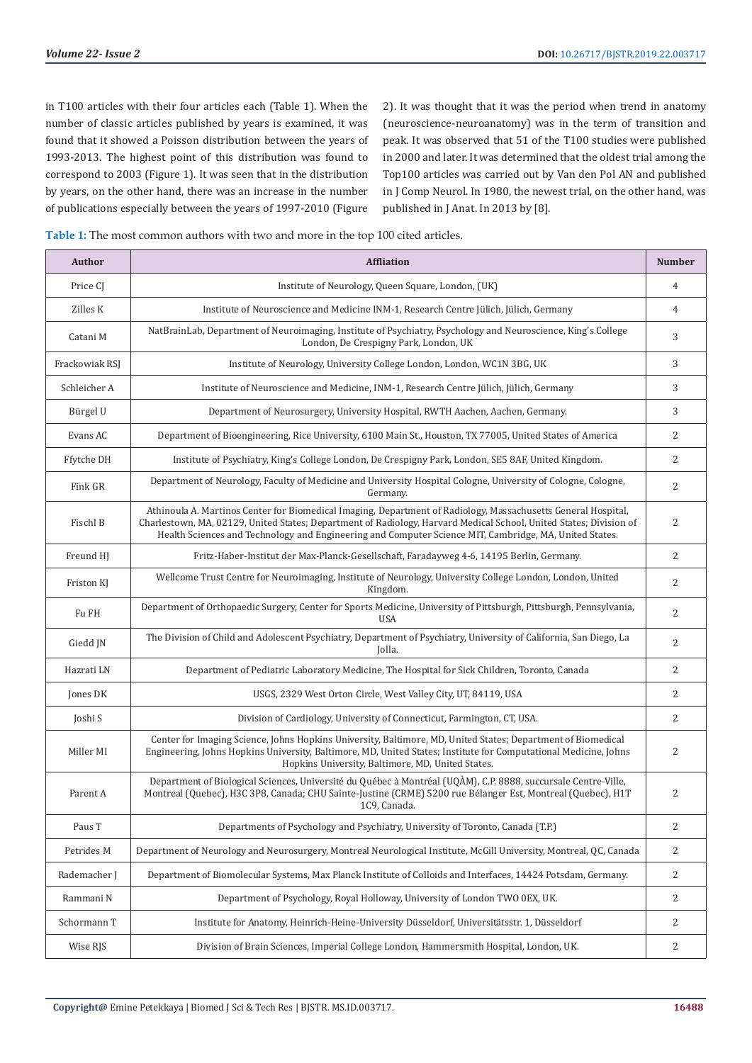in T100 articles with their four articles each (Table 1). When the number of classic articles published by years is examined, it was found that it showed a Poisson distribution between the years of 1993-2013. The highest point of this distribution was found to correspond to 2003 (Figure 1). It was seen that in the distribution by years, on the other hand, there was an increase in the number of publications especially between the years of 1997-2010 (Figure 2). It was thought that it was the period when trend in anatomy (neuroscience-neuroanatomy) was in the term of transition and peak. It was observed that 51 of the T100 studies were published in 2000 and later. It was determined that the oldest trial among the Top100 articles was carried out by Van den Pol AN and published in J Comp Neurol. In 1980, the newest trial, on the other hand, was published in J Anat. In 2013 by [8].

**Table 1:** The most common authors with two and more in the top 100 cited articles.

| Author | Affliation | Number |
|---|---|---|
| Price CJ | Institute of Neurology, Queen Square, London, (UK) | 4 |
| Zilles K | Institute of Neuroscience and Medicine INM-1, Research Centre Jülich, Jülich, Germany | 4 |
| Catani M | NatBrainLab, Department of Neuroimaging, Institute of Psychiatry, Psychology and Neuroscience, King's College London, De Crespigny Park, London, UK | 3 |
| Frackowiak RSJ | Institute of Neurology, University College London, London, WC1N 3BG, UK | 3 |
| Schleicher A | Institute of Neuroscience and Medicine, INM-1, Research Centre Jülich, Jülich, Germany | 3 |
| Bürgel U | Department of Neurosurgery, University Hospital, RWTH Aachen, Aachen, Germany. | 3 |
| Evans AC | Department of Bioengineering, Rice University, 6100 Main St., Houston, TX 77005, United States of America | 2 |
| Ffytche DH | Institute of Psychiatry, King's College London, De Crespigny Park, London, SE5 8AF, United Kingdom. | 2 |
| Fink GR | Department of Neurology, Faculty of Medicine and University Hospital Cologne, University of Cologne, Cologne, Germany. | 2 |
| Fischl B | Athinoula A. Martinos Center for Biomedical Imaging, Department of Radiology, Massachusetts General Hospital, Charlestown, MA, 02129, United States; Department of Radiology, Harvard Medical School, United States; Division of Health Sciences and Technology and Engineering and Computer Science MIT, Cambridge, MA, United States. | 2 |
| Freund HJ | Fritz-Haber-Institut der Max-Planck-Gesellschaft, Faradayweg 4-6, 14195 Berlin, Germany. | 2 |
| Friston KJ | Wellcome Trust Centre for Neuroimaging, Institute of Neurology, University College London, London, United Kingdom. | 2 |
| Fu FH | Department of Orthopaedic Surgery, Center for Sports Medicine, University of Pittsburgh, Pittsburgh, Pennsylvania, USA | 2 |
| Giedd JN | The Division of Child and Adolescent Psychiatry, Department of Psychiatry, University of California, San Diego, La Jolla. | 2 |
| Hazrati LN | Department of Pediatric Laboratory Medicine, The Hospital for Sick Children, Toronto, Canada | 2 |
| Jones DK | USGS, 2329 West Orton Circle, West Valley City, UT, 84119, USA | 2 |
| Joshi S | Division of Cardiology, University of Connecticut, Farmington, CT, USA. | 2 |
| Miller MI | Center for Imaging Science, Johns Hopkins University, Baltimore, MD, United States; Department of Biomedical Engineering, Johns Hopkins University, Baltimore, MD, United States; Institute for Computational Medicine, Johns Hopkins University, Baltimore, MD, United States. | 2 |
| Parent A | Department of Biological Sciences, Université du Québec à Montréal (UQÀM), C.P. 8888, succursale Centre-Ville, Montreal (Quebec), H3C 3P8, Canada; CHU Sainte-Justine (CRME) 5200 rue Bélanger Est, Montreal (Quebec), H1T 1C9, Canada. | 2 |
| Paus T | Departments of Psychology and Psychiatry, University of Toronto, Canada (T.P.) | 2 |
| Petrides M | Department of Neurology and Neurosurgery, Montreal Neurological Institute, McGill University, Montreal, QC, Canada | 2 |
| Rademacher J | Department of Biomolecular Systems, Max Planck Institute of Colloids and Interfaces, 14424 Potsdam, Germany. | 2 |
| Rammani N | Department of Psychology, Royal Holloway, University of London TWO 0EX, UK. | 2 |
| Schormann T | Institute for Anatomy, Heinrich-Heine-University Düsseldorf, Universitätsstr. 1, Düsseldorf | 2 |
| Wise RJS | Division of Brain Sciences, Imperial College London, Hammersmith Hospital, London, UK. | 2 |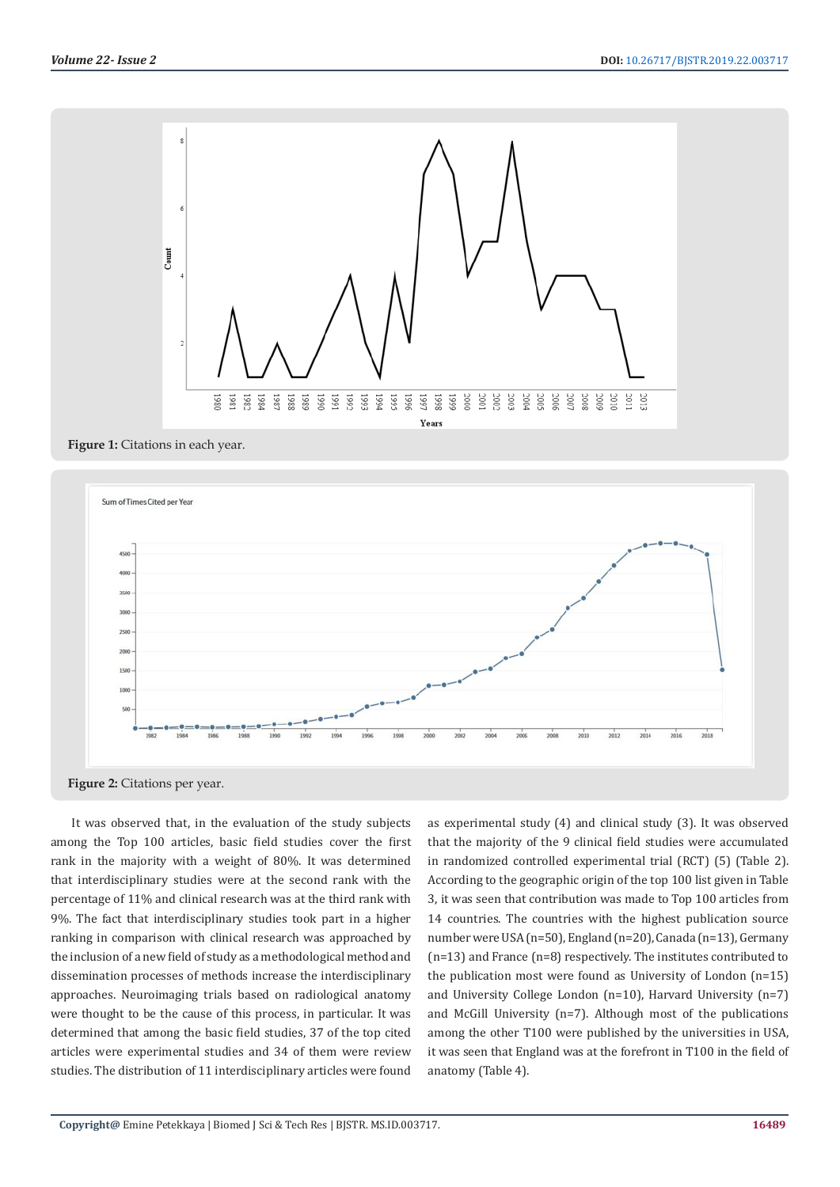Figure 1: Citations in each year.

Figure 2: Citations per year.

It was observed that, in the evaluation of the study subjects among the Top 100 articles, basic field studies cover the first rank in the majority with a weight of 80%. It was determined that interdisciplinary studies were at the second rank with the percentage of 11% and clinical research was at the third rank with 9%. The fact that interdisciplinary studies took part in a higher ranking in comparison with clinical research was approached by the inclusion of a new field of study as a methodological method and dissemination processes of methods increase the interdisciplinary approaches. Neuroimaging trials based on radiological anatomy were thought to be the cause of this process, in particular. It was determined that among the basic field studies, 37 of the top cited articles were experimental studies and 34 of them were review studies. The distribution of 11 interdisciplinary articles were found as experimental study (4) and clinical study (3). It was observed that the majority of the 9 clinical field studies were accumulated in randomized controlled experimental trial (RCT) (5) (Table 2). According to the geographic origin of the top 100 list given in Table 3, it was seen that contribution was made to Top 100 articles from 14 countries. The countries with the highest publication source number were USA (n=50), England (n=20), Canada (n=13), Germany (n=13) and France (n=8) respectively. The institutes contributed to the publication most were found as University of London (n=15) and University College London (n=10), Harvard University (n=7) and McGill University (n=7). Although most of the publications among the other T100 were published by the universities in USA, it was seen that England was at the forefront in T100 in the field of anatomy (Table 4).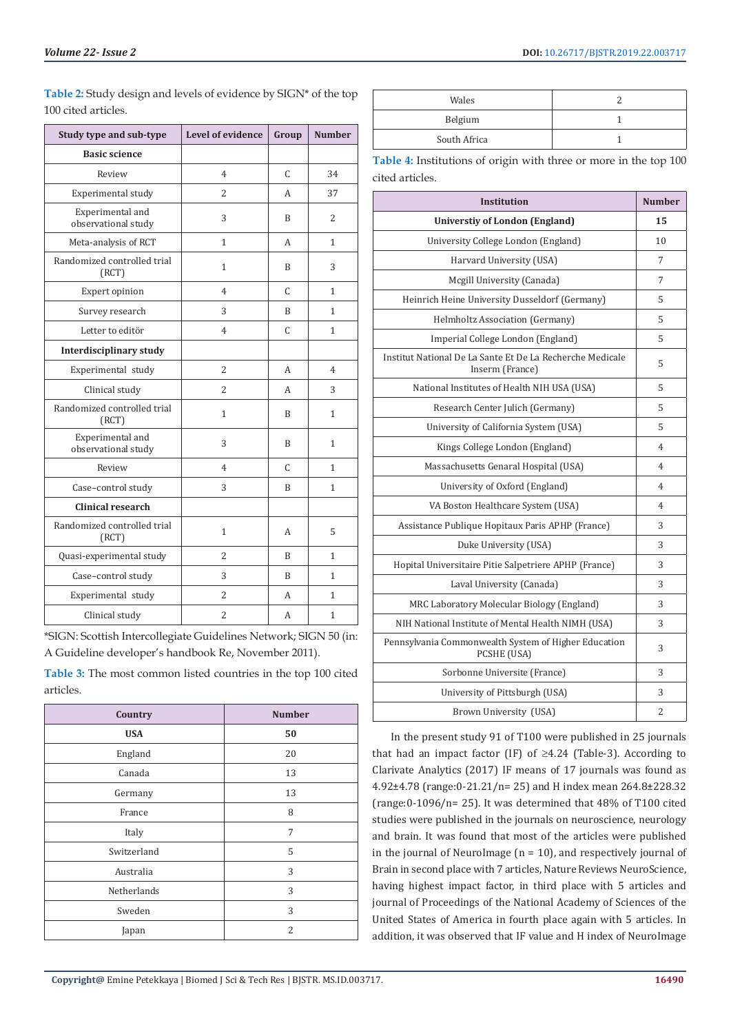**Table 2:** Study design and levels of evidence by SIGN* of the top 100 cited articles.

| Study type and sub-type | Level of evidence | Group | Number |
|---|---|---|---|
| **Basic science** | | | |
| Review | 4 | C | 34 |
| Experimental study | 2 | A | 37 |
| Experimental and observational study | 3 | B | 2 |
| Meta-analysis of RCT | 1 | A | 1 |
| Randomized controlled trial (RCT) | 1 | B | 3 |
| Expert opinion | 4 | C | 1 |
| Survey research | 3 | B | 1 |
| Letter to editör | 4 | C | 1 |
| **Interdisciplinary study** | | | |
| Experimental study | 2 | A | 4 |
| Clinical study | 2 | A | 3 |
| Randomized controlled trial (RCT) | 1 | B | 1 |
| Experimental and observational study | 3 | B | 1 |
| Review | 4 | C | 1 |
| Case–control study | 3 | B | 1 |
| **Clinical research** | | | |
| Randomized controlled trial (RCT) | 1 | A | 5 |
| Quasi-experimental study | 2 | B | 1 |
| Case–control study | 3 | B | 1 |
| Experimental study | 2 | A | 1 |
| Clinical study | 2 | A | 1 |

*SIGN: Scottish Intercollegiate Guidelines Network; SIGN 50 (in: A Guideline developer's handbook Re, November 2011).

**Table 3:** The most common listed countries in the top 100 cited articles.

| Country | Number |
|---|---|
| **USA** | **50** |
| England | 20 |
| Canada | 13 |
| Germany | 13 |
| France | 8 |
| Italy | 7 |
| Switzerland | 5 |
| Australia | 3 |
| Netherlands | 3 |
| Sweden | 3 |
| Japan | 2 |
| Wales | 2 |
| Belgium | 1 |
| South Africa | 1 |

**Table 4:** Institutions of origin with three or more in the top 100 cited articles.

| Institution | Number |
|---|---|
| **Universtiy of London (England)** | **15** |
| University College London (England) | 10 |
| Harvard University (USA) | 7 |
| Mcgill University (Canada) | 7 |
| Heinrich Heine University Dusseldorf (Germany) | 5 |
| Helmholtz Association (Germany) | 5 |
| Imperial College London (England) | 5 |
| Institut National De La Sante Et De La Recherche Medicale Inserm (France) | 5 |
| National Institutes of Health NIH USA (USA) | 5 |
| Research Center Julich (Germany) | 5 |
| University of California System (USA) | 5 |
| Kings College London (England) | 4 |
| Massachusetts Genaral Hospital (USA) | 4 |
| University of Oxford (England) | 4 |
| VA Boston Healthcare System (USA) | 4 |
| Assistance Publique Hopitaux Paris APHP (France) | 3 |
| Duke University (USA) | 3 |
| Hopital Universitaire Pitie Salpetriere APHP (France) | 3 |
| Laval University (Canada) | 3 |
| MRC Laboratory Molecular Biology (England) | 3 |
| NIH National Institute of Mental Health NIMH (USA) | 3 |
| Pennsylvania Commonwealth System of Higher Education PCSHE (USA) | 3 |
| Sorbonne Universite (France) | 3 |
| University of Pittsburgh (USA) | 3 |
| Brown University (USA) | 2 |

In the present study 91 of T100 were published in 25 journals that had an impact factor (IF) of ≥4.24 (Table-3). According to Clarivate Analytics (2017) IF means of 17 journals was found as 4.92±4.78 (range:0-21.21/n= 25) and H index mean 264.8±228.32 (range:0-1096/n= 25). It was determined that 48% of T100 cited studies were published in the journals on neuroscience, neurology and brain. It was found that most of the articles were published in the journal of NeuroImage (n = 10), and respectively journal of Brain in second place with 7 articles, Nature Reviews NeuroScience, having highest impact factor, in third place with 5 articles and journal of Proceedings of the National Academy of Sciences of the United States of America in fourth place again with 5 articles. In addition, it was observed that IF value and H index of NeuroImage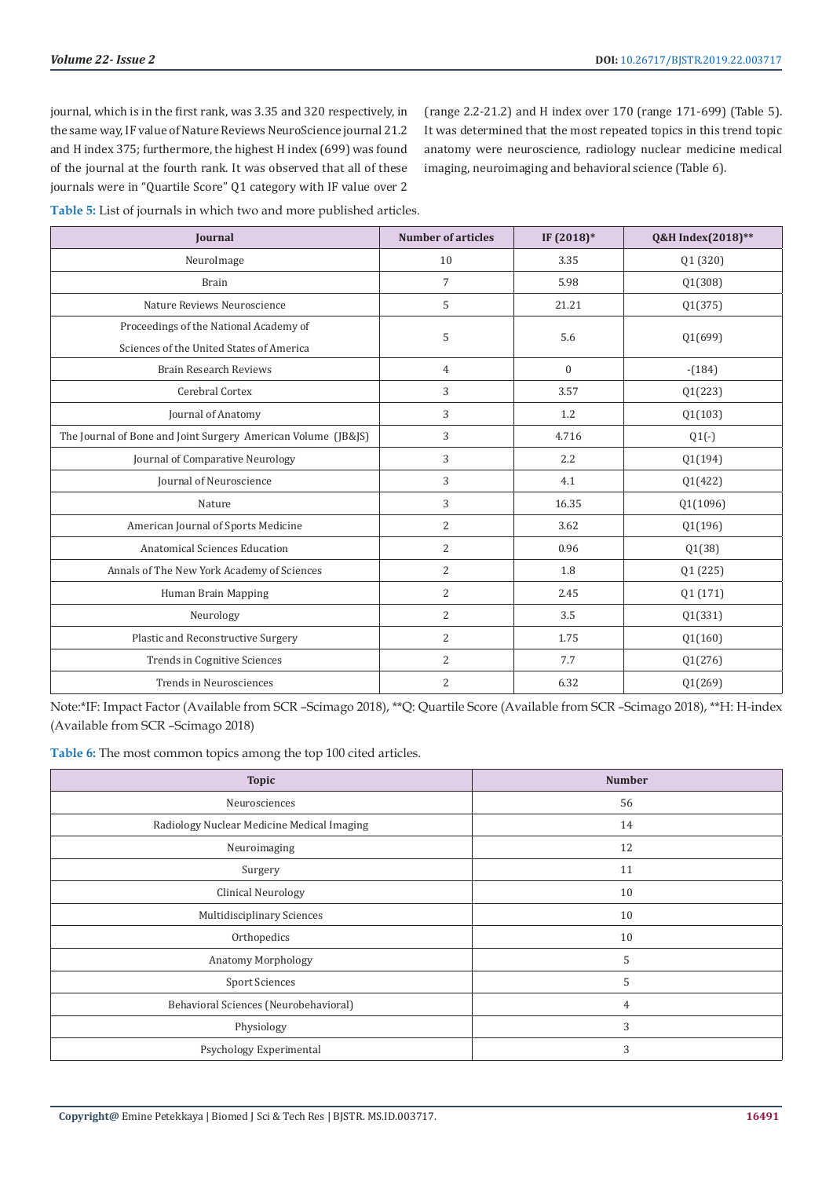journal, which is in the first rank, was 3.35 and 320 respectively, in the same way, IF value of Nature Reviews NeuroScience journal 21.2 and H index 375; furthermore, the highest H index (699) was found of the journal at the fourth rank. It was observed that all of these journals were in "Quartile Score" Q1 category with IF value over 2 (range 2.2-21.2) and H index over 170 (range 171-699) (Table 5). It was determined that the most repeated topics in this trend topic anatomy were neuroscience, radiology nuclear medicine medical imaging, neuroimaging and behavioral science (Table 6).

**Table 5:** List of journals in which two and more published articles.

| Journal | Number of articles | IF (2018)* | Q&H Index(2018)** |
|---|---|---|---|
| NeuroImage | 10 | 3.35 | Q1 (320) |
| Brain | 7 | 5.98 | Q1(308) |
| Nature Reviews Neuroscience | 5 | 21.21 | Q1(375) |
| Proceedings of the National Academy of Sciences of the United States of America | 5 | 5.6 | Q1(699) |
| Brain Research Reviews | 4 | 0 | -(184) |
| Cerebral Cortex | 3 | 3.57 | Q1(223) |
| Journal of Anatomy | 3 | 1.2 | Q1(103) |
| The Journal of Bone and Joint Surgery American Volume (JB&JS) | 3 | 4.716 | Q1(-) |
| Journal of Comparative Neurology | 3 | 2.2 | Q1(194) |
| Journal of Neuroscience | 3 | 4.1 | Q1(422) |
| Nature | 3 | 16.35 | Q1(1096) |
| American Journal of Sports Medicine | 2 | 3.62 | Q1(196) |
| Anatomical Sciences Education | 2 | 0.96 | Q1(38) |
| Annals of The New York Academy of Sciences | 2 | 1.8 | Q1 (225) |
| Human Brain Mapping | 2 | 2.45 | Q1 (171) |
| Neurology | 2 | 3.5 | Q1(331) |
| Plastic and Reconstructive Surgery | 2 | 1.75 | Q1(160) |
| Trends in Cognitive Sciences | 2 | 7.7 | Q1(276) |
| Trends in Neurosciences | 2 | 6.32 | Q1(269) |

Note:*IF: Impact Factor (Available from SCR –Scimago 2018), **Q: Quartile Score (Available from SCR –Scimago 2018), **H: H-index (Available from SCR –Scimago 2018)

**Table 6:** The most common topics among the top 100 cited articles.

| Topic | Number |
|---|---|
| Neurosciences | 56 |
| Radiology Nuclear Medicine Medical Imaging | 14 |
| Neuroimaging | 12 |
| Surgery | 11 |
| Clinical Neurology | 10 |
| Multidisciplinary Sciences | 10 |
| Orthopedics | 10 |
| Anatomy Morphology | 5 |
| Sport Sciences | 5 |
| Behavioral Sciences (Neurobehavioral) | 4 |
| Physiology | 3 |
| Psychology Experimental | 3 |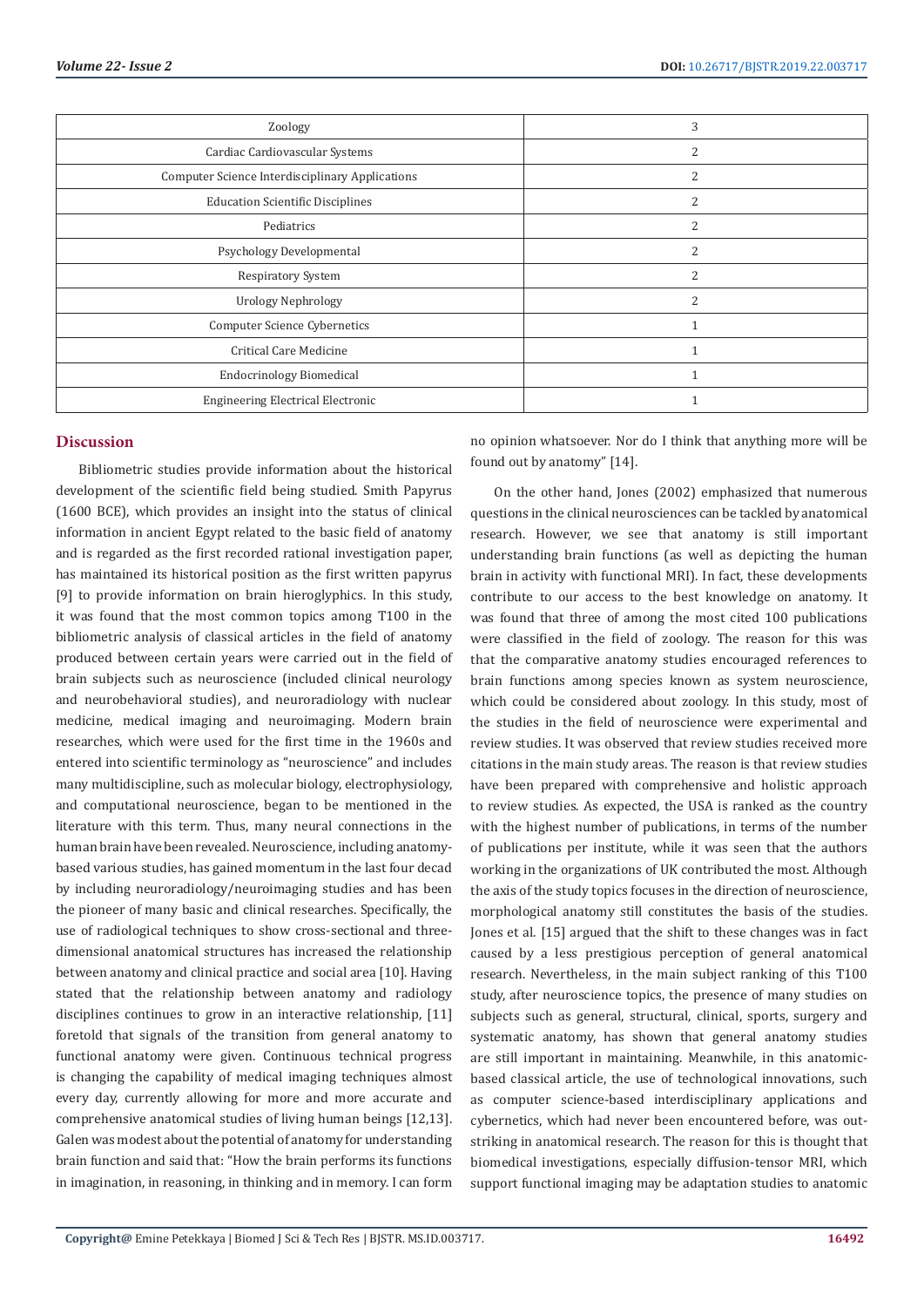| Zoology | 3 |
|---|---|
| Cardiac Cardiovascular Systems | 2 |
| Computer Science Interdisciplinary Applications | 2 |
| Education Scientific Disciplines | 2 |
| Pediatrics | 2 |
| Psychology Developmental | 2 |
| Respiratory System | 2 |
| Urology Nephrology | 2 |
| Computer Science Cybernetics | 1 |
| Critical Care Medicine | 1 |
| Endocrinology Biomedical | 1 |
| Engineering Electrical Electronic | 1 |

## Discussion

Bibliometric studies provide information about the historical development of the scientific field being studied. Smith Papyrus (1600 BCE), which provides an insight into the status of clinical information in ancient Egypt related to the basic field of anatomy and is regarded as the first recorded rational investigation paper, has maintained its historical position as the first written papyrus [9] to provide information on brain hieroglyphics. In this study, it was found that the most common topics among T100 in the bibliometric analysis of classical articles in the field of anatomy produced between certain years were carried out in the field of brain subjects such as neuroscience (included clinical neurology and neurobehavioral studies), and neuroradiology with nuclear medicine, medical imaging and neuroimaging. Modern brain researches, which were used for the first time in the 1960s and entered into scientific terminology as "neuroscience" and includes many multidiscipline, such as molecular biology, electrophysiology, and computational neuroscience, began to be mentioned in the literature with this term. Thus, many neural connections in the human brain have been revealed. Neuroscience, including anatomy-based various studies, has gained momentum in the last four decad by including neuroradiology/neuroimaging studies and has been the pioneer of many basic and clinical researches. Specifically, the use of radiological techniques to show cross-sectional and three-dimensional anatomical structures has increased the relationship between anatomy and clinical practice and social area [10]. Having stated that the relationship between anatomy and radiology disciplines continues to grow in an interactive relationship, [11] foretold that signals of the transition from general anatomy to functional anatomy were given. Continuous technical progress is changing the capability of medical imaging techniques almost every day, currently allowing for more and more accurate and comprehensive anatomical studies of living human beings [12,13]. Galen was modest about the potential of anatomy for understanding brain function and said that: "How the brain performs its functions in imagination, in reasoning, in thinking and in memory. I can form no opinion whatsoever. Nor do I think that anything more will be found out by anatomy" [14].

On the other hand, Jones (2002) emphasized that numerous questions in the clinical neurosciences can be tackled by anatomical research. However, we see that anatomy is still important understanding brain functions (as well as depicting the human brain in activity with functional MRI). In fact, these developments contribute to our access to the best knowledge on anatomy. It was found that three of among the most cited 100 publications were classified in the field of zoology. The reason for this was that the comparative anatomy studies encouraged references to brain functions among species known as system neuroscience, which could be considered about zoology. In this study, most of the studies in the field of neuroscience were experimental and review studies. It was observed that review studies received more citations in the main study areas. The reason is that review studies have been prepared with comprehensive and holistic approach to review studies. As expected, the USA is ranked as the country with the highest number of publications, in terms of the number of publications per institute, while it was seen that the authors working in the organizations of UK contributed the most. Although the axis of the study topics focuses in the direction of neuroscience, morphological anatomy still constitutes the basis of the studies. Jones et al. [15] argued that the shift to these changes was in fact caused by a less prestigious perception of general anatomical research. Nevertheless, in the main subject ranking of this T100 study, after neuroscience topics, the presence of many studies on subjects such as general, structural, clinical, sports, surgery and systematic anatomy, has shown that general anatomy studies are still important in maintaining. Meanwhile, in this anatomic-based classical article, the use of technological innovations, such as computer science-based interdisciplinary applications and cybernetics, which had never been encountered before, was out-striking in anatomical research. The reason for this is thought that biomedical investigations, especially diffusion-tensor MRI, which support functional imaging may be adaptation studies to anatomic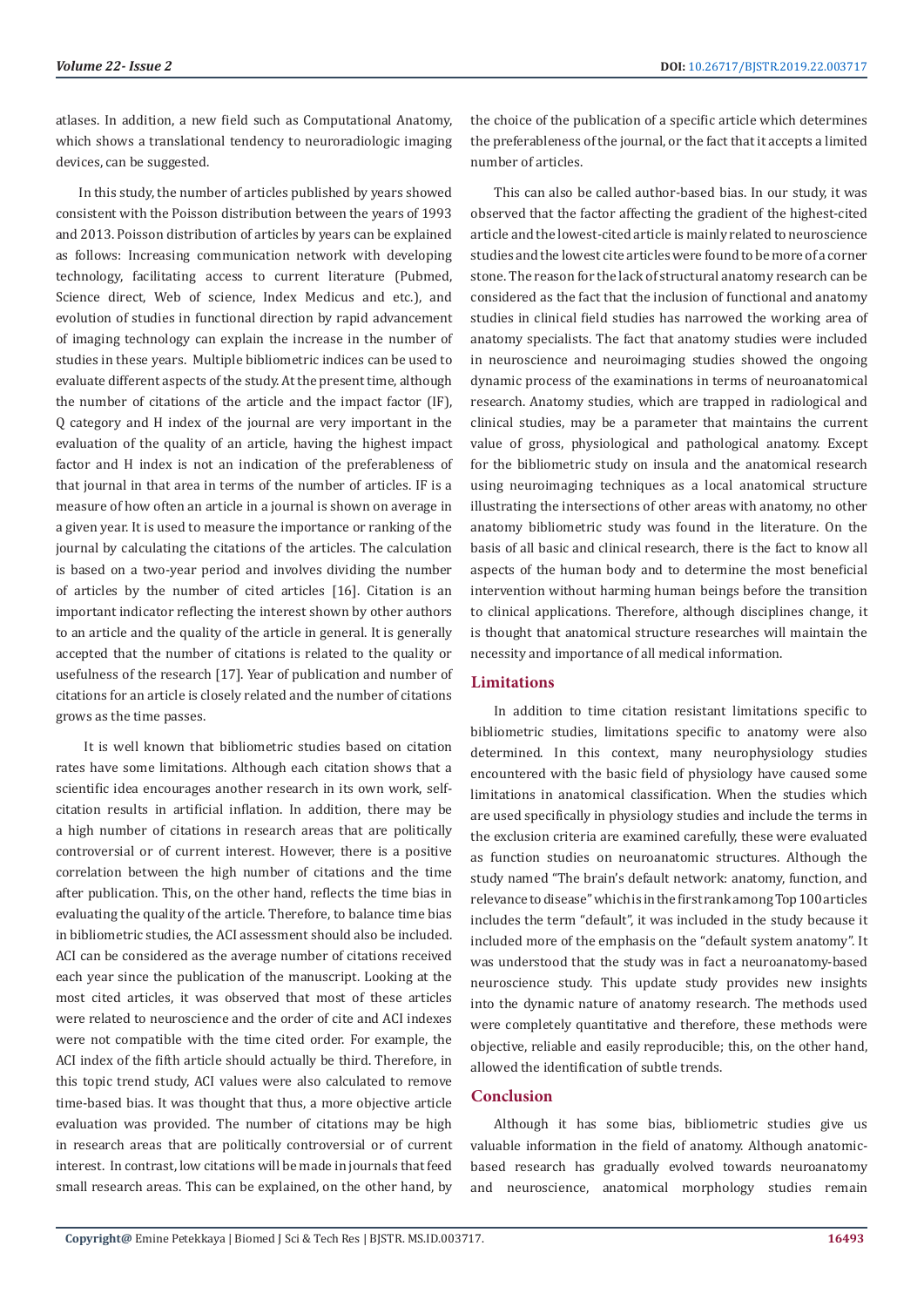atlases. In addition, a new field such as Computational Anatomy, which shows a translational tendency to neuroradiologic imaging devices, can be suggested.

In this study, the number of articles published by years showed consistent with the Poisson distribution between the years of 1993 and 2013. Poisson distribution of articles by years can be explained as follows: Increasing communication network with developing technology, facilitating access to current literature (Pubmed, Science direct, Web of science, Index Medicus and etc.), and evolution of studies in functional direction by rapid advancement of imaging technology can explain the increase in the number of studies in these years. Multiple bibliometric indices can be used to evaluate different aspects of the study. At the present time, although the number of citations of the article and the impact factor (IF), Q category and H index of the journal are very important in the evaluation of the quality of an article, having the highest impact factor and H index is not an indication of the preferableness of that journal in that area in terms of the number of articles. IF is a measure of how often an article in a journal is shown on average in a given year. It is used to measure the importance or ranking of the journal by calculating the citations of the articles. The calculation is based on a two-year period and involves dividing the number of articles by the number of cited articles [16]. Citation is an important indicator reflecting the interest shown by other authors to an article and the quality of the article in general. It is generally accepted that the number of citations is related to the quality or usefulness of the research [17]. Year of publication and number of citations for an article is closely related and the number of citations grows as the time passes.

It is well known that bibliometric studies based on citation rates have some limitations. Although each citation shows that a scientific idea encourages another research in its own work, self-citation results in artificial inflation. In addition, there may be a high number of citations in research areas that are politically controversial or of current interest. However, there is a positive correlation between the high number of citations and the time after publication. This, on the other hand, reflects the time bias in evaluating the quality of the article. Therefore, to balance time bias in bibliometric studies, the ACI assessment should also be included. ACI can be considered as the average number of citations received each year since the publication of the manuscript. Looking at the most cited articles, it was observed that most of these articles were related to neuroscience and the order of cite and ACI indexes were not compatible with the time cited order. For example, the ACI index of the fifth article should actually be third. Therefore, in this topic trend study, ACI values were also calculated to remove time-based bias. It was thought that thus, a more objective article evaluation was provided. The number of citations may be high in research areas that are politically controversial or of current interest. In contrast, low citations will be made in journals that feed small research areas. This can be explained, on the other hand, by the choice of the publication of a specific article which determines the preferableness of the journal, or the fact that it accepts a limited number of articles.

This can also be called author-based bias. In our study, it was observed that the factor affecting the gradient of the highest-cited article and the lowest-cited article is mainly related to neuroscience studies and the lowest cite articles were found to be more of a corner stone. The reason for the lack of structural anatomy research can be considered as the fact that the inclusion of functional and anatomy studies in clinical field studies has narrowed the working area of anatomy specialists. The fact that anatomy studies were included in neuroscience and neuroimaging studies showed the ongoing dynamic process of the examinations in terms of neuroanatomical research. Anatomy studies, which are trapped in radiological and clinical studies, may be a parameter that maintains the current value of gross, physiological and pathological anatomy. Except for the bibliometric study on insula and the anatomical research using neuroimaging techniques as a local anatomical structure illustrating the intersections of other areas with anatomy, no other anatomy bibliometric study was found in the literature. On the basis of all basic and clinical research, there is the fact to know all aspects of the human body and to determine the most beneficial intervention without harming human beings before the transition to clinical applications. Therefore, although disciplines change, it is thought that anatomical structure researches will maintain the necessity and importance of all medical information.

## Limitations

In addition to time citation resistant limitations specific to bibliometric studies, limitations specific to anatomy were also determined. In this context, many neurophysiology studies encountered with the basic field of physiology have caused some limitations in anatomical classification. When the studies which are used specifically in physiology studies and include the terms in the exclusion criteria are examined carefully, these were evaluated as function studies on neuroanatomic structures. Although the study named "The brain's default network: anatomy, function, and relevance to disease" which is in the first rank among Top 100 articles includes the term "default", it was included in the study because it included more of the emphasis on the "default system anatomy". It was understood that the study was in fact a neuroanatomy-based neuroscience study. This update study provides new insights into the dynamic nature of anatomy research. The methods used were completely quantitative and therefore, these methods were objective, reliable and easily reproducible; this, on the other hand, allowed the identification of subtle trends.

## Conclusion

Although it has some bias, bibliometric studies give us valuable information in the field of anatomy. Although anatomic-based research has gradually evolved towards neuroanatomy and neuroscience, anatomical morphology studies remain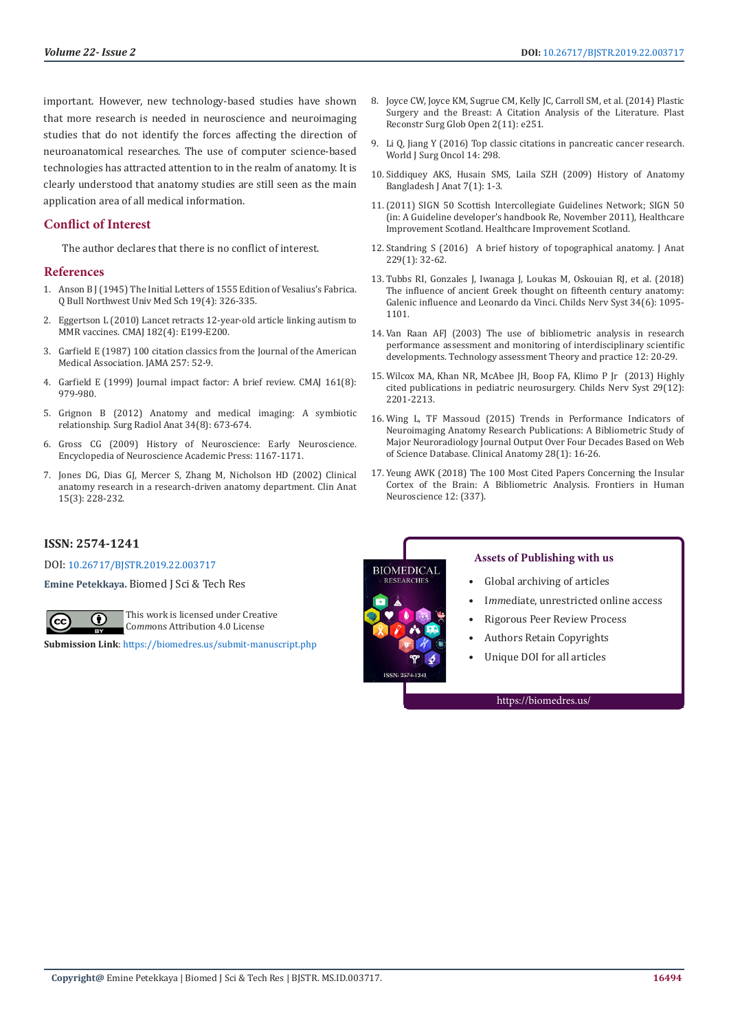important. However, new technology-based studies have shown that more research is needed in neuroscience and neuroimaging studies that do not identify the forces affecting the direction of neuroanatomical researches. The use of computer science-based technologies has attracted attention to in the realm of anatomy. It is clearly understood that anatomy studies are still seen as the main application area of all medical information.

## Conflict of Interest

The author declares that there is no conflict of interest.

## References

1. Anson B J (1945) The Initial Letters of 1555 Edition of Vesalius's Fabrica. Q Bull Northwest Univ Med Sch 19(4): 326-335.
2. Eggertson L (2010) Lancet retracts 12-year-old article linking autism to MMR vaccines. CMAJ 182(4): E199-E200.
3. Garfield E (1987) 100 citation classics from the Journal of the American Medical Association. JAMA 257: 52-9.
4. Garfield E (1999) Journal impact factor: A brief review. CMAJ 161(8): 979-980.
5. Grignon B (2012) Anatomy and medical imaging: A symbiotic relationship. Surg Radiol Anat 34(8): 673-674.
6. Gross CG (2009) History of Neuroscience: Early Neuroscience. Encyclopedia of Neuroscience Academic Press: 1167-1171.
7. Jones DG, Dias GJ, Mercer S, Zhang M, Nicholson HD (2002) Clinical anatomy research in a research-driven anatomy department. Clin Anat 15(3): 228-232.
8. Joyce CW, Joyce KM, Sugrue CM, Kelly JC, Carroll SM, et al. (2014) Plastic Surgery and the Breast: A Citation Analysis of the Literature. Plast Reconstr Surg Glob Open 2(11): e251.
9. Li Q, Jiang Y (2016) Top classic citations in pancreatic cancer research. World J Surg Oncol 14: 298.
10. Siddiquey AKS, Husain SMS, Laila SZH (2009) History of Anatomy Bangladesh J Anat 7(1): 1-3.
11. (2011) SIGN 50 Scottish Intercollegiate Guidelines Network; SIGN 50 (in: A Guideline developer's handbook Re, November 2011), Healthcare Improvement Scotland. Healthcare Improvement Scotland.
12. Standring S (2016) A brief history of topographical anatomy. J Anat 229(1): 32-62.
13. Tubbs RI, Gonzales J, Iwanaga J, Loukas M, Oskouian RJ, et al. (2018) The influence of ancient Greek thought on fifteenth century anatomy: Galenic influence and Leonardo da Vinci. Childs Nerv Syst 34(6): 1095-1101.
14. Van Raan AFJ (2003) The use of bibliometric analysis in research performance assessment and monitoring of interdisciplinary scientific developments. Technology assessment Theory and practice 12: 20-29.
15. Wilcox MA, Khan NR, McAbee JH, Boop FA, Klimo P Jr (2013) Highly cited publications in pediatric neurosurgery. Childs Nerv Syst 29(12): 2201-2213.
16. Wing L, TF Massoud (2015) Trends in Performance Indicators of Neuroimaging Anatomy Research Publications: A Bibliometric Study of Major Neuroradiology Journal Output Over Four Decades Based on Web of Science Database. Clinical Anatomy 28(1): 16-26.
17. Yeung AWK (2018) The 100 Most Cited Papers Concerning the Insular Cortex of the Brain: A Bibliometric Analysis. Frontiers in Human Neuroscience 12: (337).

**ISSN: 2574-1241**

DOI: 10.26717/BJSTR.2019.22.003717

**Emine Petekkaya**. Biomed J Sci & Tech Res

This work is licensed under Creative Commons Attribution 4.0 License

**Submission Link**: https://biomedres.us/submit-manuscript.php

**Assets of Publishing with us**

- Global archiving of articles
- Immediate, unrestricted online access
- Rigorous Peer Review Process
- Authors Retain Copyrights
- Unique DOI for all articles

https://biomedres.us/